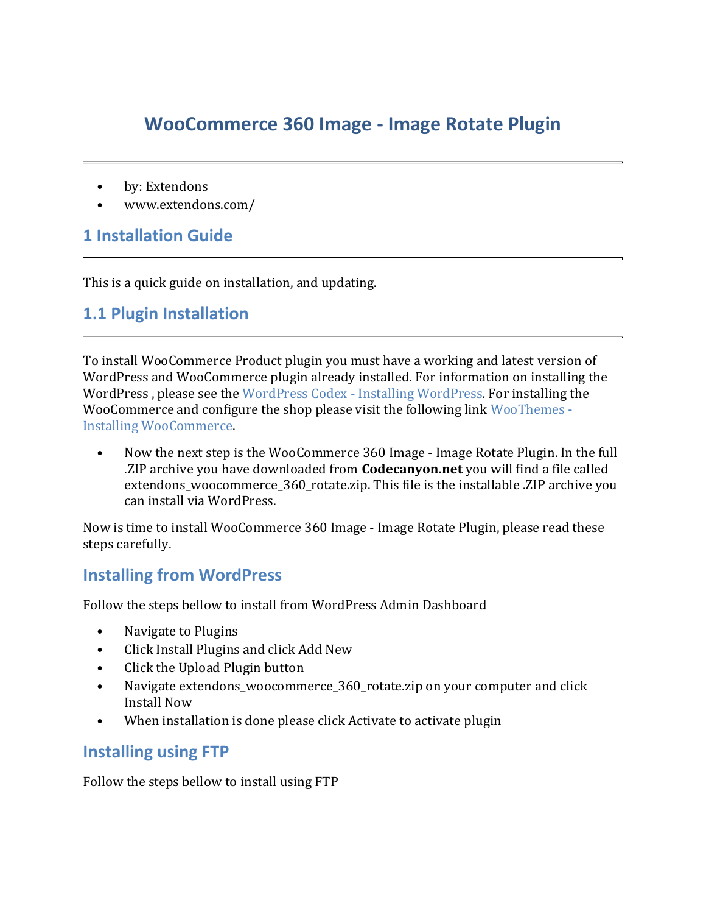# WooCommerce 360 Image - Image Rotate Plugin

- by: Extendons
- www.extendons.com/

## 1 Installation Guide

This is a quick guide on installation, and updating.

## 1.1 Plugin Installation

To install WooCommerce Product plugin you must have a working and latest version of WordPress and WooCommerce plugin already installed. For information on installing the WordPress , please see the WordPress Codex - Installing WordPress. For installing the WooCommerce and configure the shop please visit the following link WooThemes - Installing WooCommerce.

- Now the next step is the WooCommerce 360 Image - Image Rotate Plugin. In the full .ZIP archive you have downloaded from **Codecanyon.net** you will find a file called extendons_woocommerce_360_rotate.zip. This file is the installable .ZIP archive you can install via WordPress.

Now is time to install WooCommerce 360 Image - Image Rotate Plugin, please read these steps carefully.

### Installing from WordPress

Follow the steps bellow to install from WordPress Admin Dashboard

- Navigate to Plugins
- Click Install Plugins and click Add New
- Click the Upload Plugin button
- Navigate extendons_woocommerce_360_rotate.zip on your computer and click Install Now
- When installation is done please click Activate to activate plugin

### Installing using FTP

Follow the steps bellow to install using FTP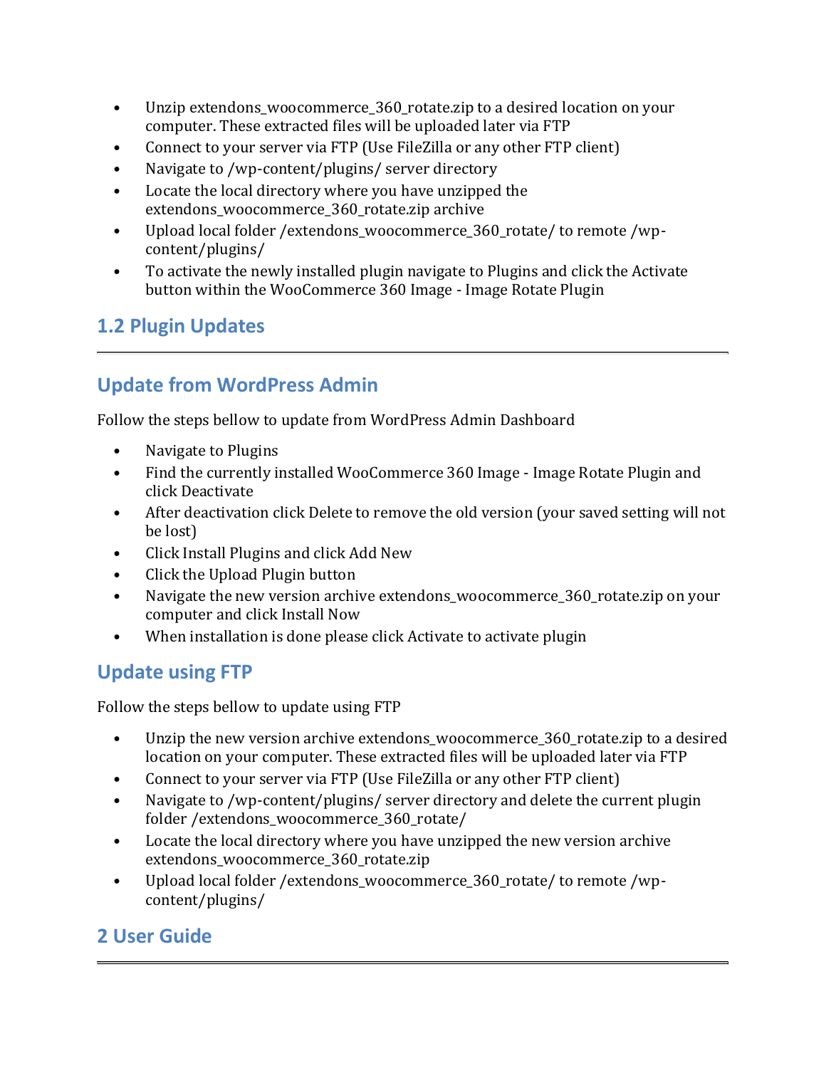- Unzip extendons_woocommerce_360_rotate.zip to a desired location on your computer. These extracted files will be uploaded later via FTP
- Connect to your server via FTP (Use FileZilla or any other FTP client)
- Navigate to /wp-content/plugins/ server directory
- Locate the local directory where you have unzipped the extendons_woocommerce_360_rotate.zip archive
- Upload local folder /extendons_woocommerce_360_rotate/ to remote /wp-content/plugins/
- To activate the newly installed plugin navigate to Plugins and click the Activate button within the WooCommerce 360 Image - Image Rotate Plugin

## 1.2 Plugin Updates

---

### Update from WordPress Admin

Follow the steps bellow to update from WordPress Admin Dashboard

- Navigate to Plugins
- Find the currently installed WooCommerce 360 Image - Image Rotate Plugin and click Deactivate
- After deactivation click Delete to remove the old version (your saved setting will not be lost)
- Click Install Plugins and click Add New
- Click the Upload Plugin button
- Navigate the new version archive extendons_woocommerce_360_rotate.zip on your computer and click Install Now
- When installation is done please click Activate to activate plugin

### Update using FTP

Follow the steps bellow to update using FTP

- Unzip the new version archive extendons_woocommerce_360_rotate.zip to a desired location on your computer. These extracted files will be uploaded later via FTP
- Connect to your server via FTP (Use FileZilla or any other FTP client)
- Navigate to /wp-content/plugins/ server directory and delete the current plugin folder /extendons_woocommerce_360_rotate/
- Locate the local directory where you have unzipped the new version archive extendons_woocommerce_360_rotate.zip
- Upload local folder /extendons_woocommerce_360_rotate/ to remote /wp-content/plugins/

# 2 User Guide

---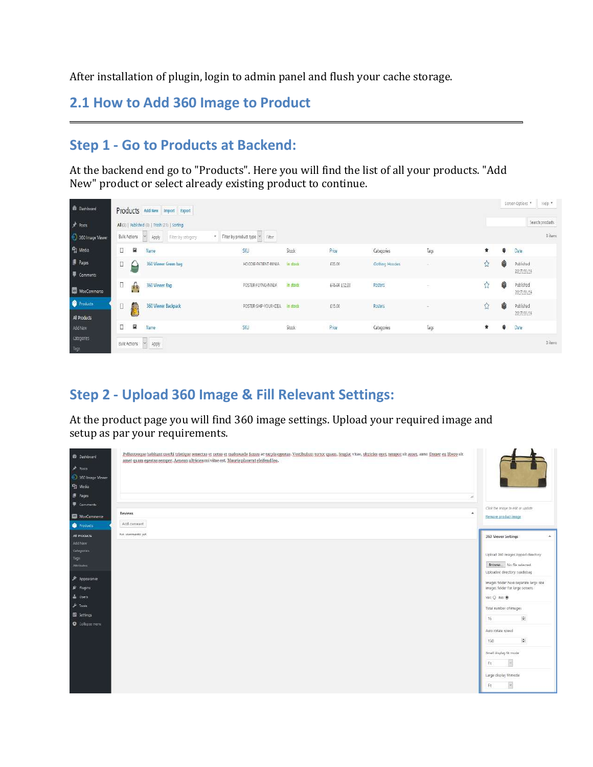After installation of plugin, login to admin panel and flush your cache storage.

## 2.1 How to Add 360 Image to Product

---

### Step 1 - Go to Products at Backend:

At the backend end go to "Products". Here you will find the list of all your products. "Add New" product or select already existing product to continue.

### Step 2 - Upload 360 Image & Fill Relevant Settings:

At the product page you will find 360 image settings. Upload your required image and setup as par your requirements.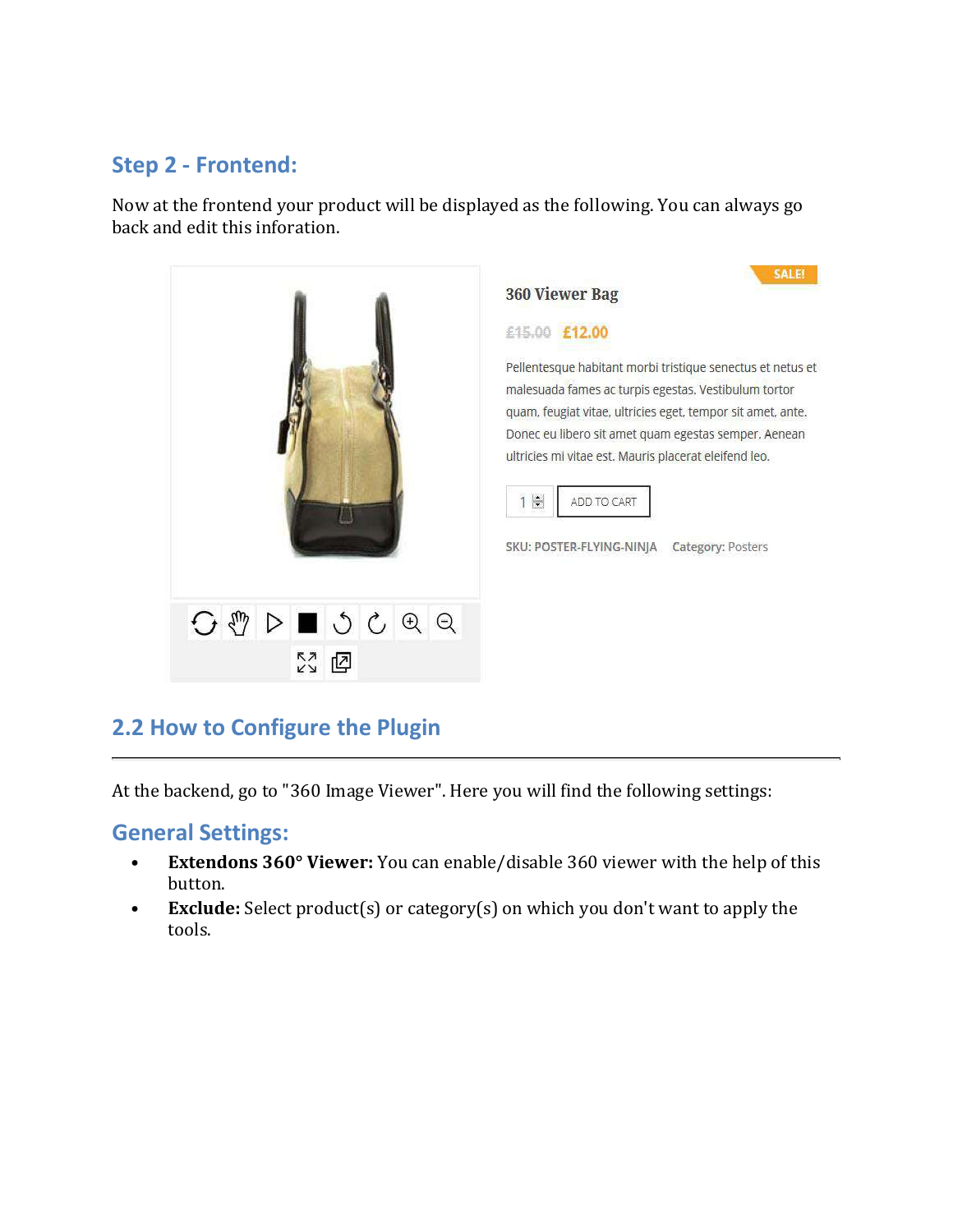## Step 2 - Frontend:

Now at the frontend your product will be displayed as the following. You can always go back and edit this inforation.

360 Viewer Bag

SALE!

~~£15.00~~ £12.00

Pellentesque habitant morbi tristique senectus et netus et malesuada fames ac turpis egestas. Vestibulum tortor quam, feugiat vitae, ultricies eget, tempor sit amet, ante. Donec eu libero sit amet quam egestas semper. Aenean ultricies mi vitae est. Mauris placerat eleifend leo.

1 ADD TO CART

SKU: POSTER-FLYING-NINJA Category: Posters

## 2.2 How to Configure the Plugin

At the backend, go to "360 Image Viewer". Here you will find the following settings:

### General Settings:

- **Extendons 360° Viewer:** You can enable/disable 360 viewer with the help of this button.
- **Exclude:** Select product(s) or category(s) on which you don't want to apply the tools.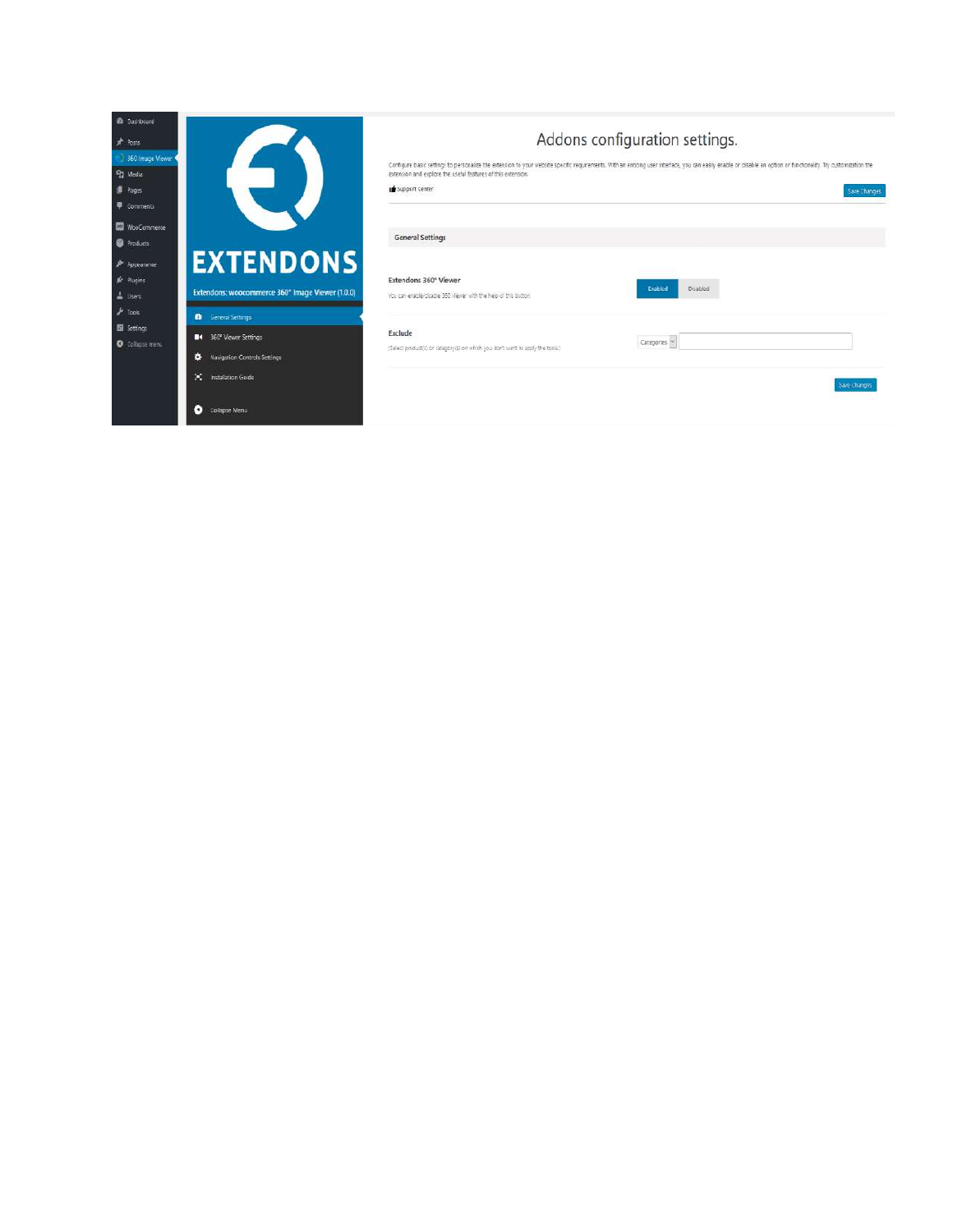Dashboard

Posts

360 Image Viewer

Media

Pages

Comments

WooCommerce

Products

Appearance

Plugins

Users

Tools

Settings

Collapse menu

EXTENDONS

Extendons: woocommerce 360° Image Viewer (1.0.0)

General Settings

360° Viewer Settings

Navigation Controls Settings

Installation Guide

Collapse Menu

# Addons configuration settings.

Configure basic settings to personalize the extension to your website specific requirements. With an enticing user interface, you can easily enable or disable an option or functionality. Try customization the extension and explore the useful features of this extension.

Support center

Save Changes

General Settings

**Extendons 360° Viewer**

You can enable/disable 360 Viewer with the help of this button

Enabled | Disabled

**Exclude**

(Select product(s) or category(s) on which you don't want to apply the tools)

Categories

Save Changes